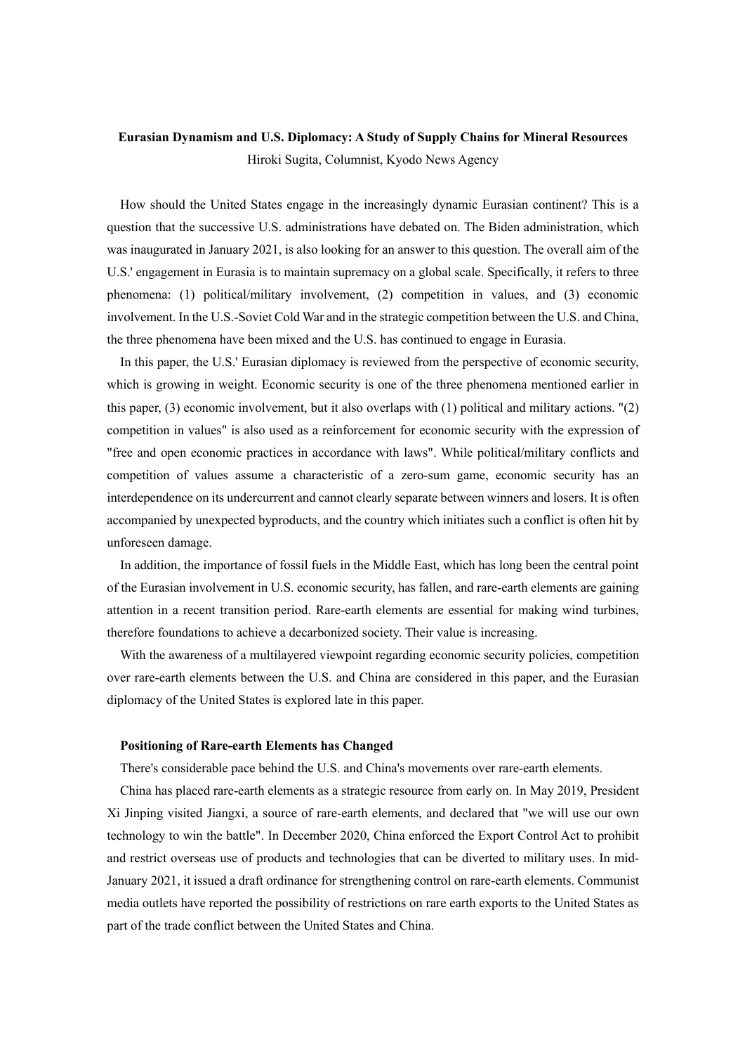# Eurasian Dynamism and U.S. Diplomacy: A Study of Supply Chains for Mineral Resources

Hiroki Sugita, Columnist, Kyodo News Agency

How should the United States engage in the increasingly dynamic Eurasian continent? This is a question that the successive U.S. administrations have debated on. The Biden administration, which was inaugurated in January 2021, is also looking for an answer to this question. The overall aim of the U.S.' engagement in Eurasia is to maintain supremacy on a global scale. Specifically, it refers to three phenomena: (1) political/military involvement, (2) competition in values, and (3) economic involvement. In the U.S.-Soviet Cold War and in the strategic competition between the U.S. and China, the three phenomena have been mixed and the U.S. has continued to engage in Eurasia.

In this paper, the U.S.' Eurasian diplomacy is reviewed from the perspective of economic security, which is growing in weight. Economic security is one of the three phenomena mentioned earlier in this paper, (3) economic involvement, but it also overlaps with (1) political and military actions. "(2) competition in values" is also used as a reinforcement for economic security with the expression of "free and open economic practices in accordance with laws". While political/military conflicts and competition of values assume a characteristic of a zero-sum game, economic security has an interdependence on its undercurrent and cannot clearly separate between winners and losers. It is often accompanied by unexpected byproducts, and the country which initiates such a conflict is often hit by unforeseen damage.

In addition, the importance of fossil fuels in the Middle East, which has long been the central point of the Eurasian involvement in U.S. economic security, has fallen, and rare-earth elements are gaining attention in a recent transition period. Rare-earth elements are essential for making wind turbines, therefore foundations to achieve a decarbonized society. Their value is increasing.

With the awareness of a multilayered viewpoint regarding economic security policies, competition over rare-earth elements between the U.S. and China are considered in this paper, and the Eurasian diplomacy of the United States is explored late in this paper.

## Positioning of Rare-earth Elements has Changed

There's considerable pace behind the U.S. and China's movements over rare-earth elements.

China has placed rare-earth elements as a strategic resource from early on. In May 2019, President Xi Jinping visited Jiangxi, a source of rare-earth elements, and declared that "we will use our own technology to win the battle". In December 2020, China enforced the Export Control Act to prohibit and restrict overseas use of products and technologies that can be diverted to military uses. In mid-January 2021, it issued a draft ordinance for strengthening control on rare-earth elements. Communist media outlets have reported the possibility of restrictions on rare earth exports to the United States as part of the trade conflict between the United States and China.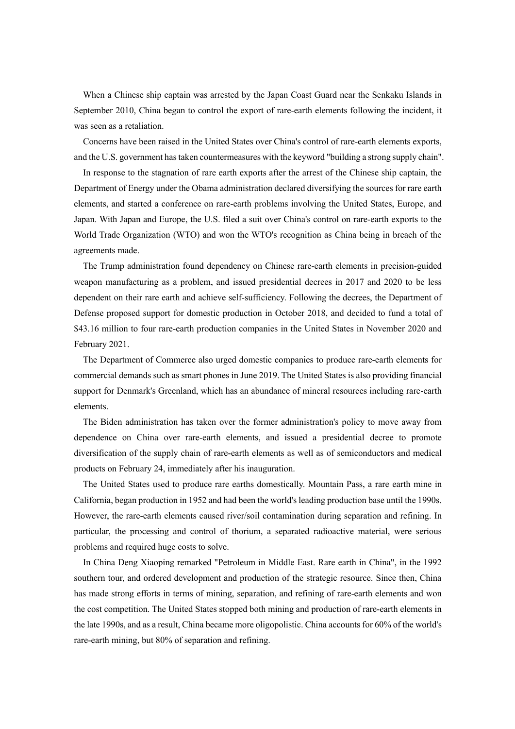When a Chinese ship captain was arrested by the Japan Coast Guard near the Senkaku Islands in September 2010, China began to control the export of rare-earth elements following the incident, it was seen as a retaliation.

Concerns have been raised in the United States over China's control of rare-earth elements exports, and the U.S. government has taken countermeasures with the keyword "building a strong supply chain".

In response to the stagnation of rare earth exports after the arrest of the Chinese ship captain, the Department of Energy under the Obama administration declared diversifying the sources for rare earth elements, and started a conference on rare-earth problems involving the United States, Europe, and Japan. With Japan and Europe, the U.S. filed a suit over China's control on rare-earth exports to the World Trade Organization (WTO) and won the WTO's recognition as China being in breach of the agreements made.

The Trump administration found dependency on Chinese rare-earth elements in precision-guided weapon manufacturing as a problem, and issued presidential decrees in 2017 and 2020 to be less dependent on their rare earth and achieve self-sufficiency. Following the decrees, the Department of Defense proposed support for domestic production in October 2018, and decided to fund a total of $43.16 million to four rare-earth production companies in the United States in November 2020 and February 2021.

The Department of Commerce also urged domestic companies to produce rare-earth elements for commercial demands such as smart phones in June 2019. The United States is also providing financial support for Denmark's Greenland, which has an abundance of mineral resources including rare-earth elements.

The Biden administration has taken over the former administration's policy to move away from dependence on China over rare-earth elements, and issued a presidential decree to promote diversification of the supply chain of rare-earth elements as well as of semiconductors and medical products on February 24, immediately after his inauguration.

The United States used to produce rare earths domestically. Mountain Pass, a rare earth mine in California, began production in 1952 and had been the world's leading production base until the 1990s. However, the rare-earth elements caused river/soil contamination during separation and refining. In particular, the processing and control of thorium, a separated radioactive material, were serious problems and required huge costs to solve.

In China Deng Xiaoping remarked "Petroleum in Middle East. Rare earth in China", in the 1992 southern tour, and ordered development and production of the strategic resource. Since then, China has made strong efforts in terms of mining, separation, and refining of rare-earth elements and won the cost competition. The United States stopped both mining and production of rare-earth elements in the late 1990s, and as a result, China became more oligopolistic. China accounts for 60% of the world's rare-earth mining, but 80% of separation and refining.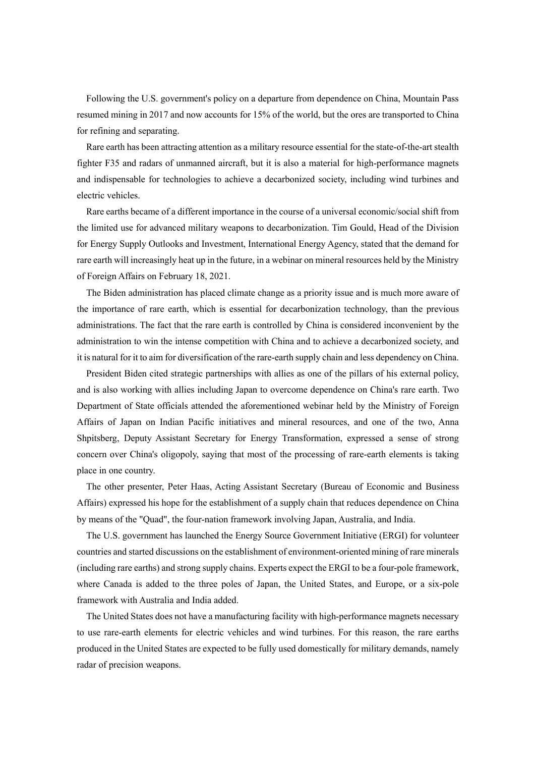Following the U.S. government's policy on a departure from dependence on China, Mountain Pass resumed mining in 2017 and now accounts for 15% of the world, but the ores are transported to China for refining and separating.

Rare earth has been attracting attention as a military resource essential for the state-of-the-art stealth fighter F35 and radars of unmanned aircraft, but it is also a material for high-performance magnets and indispensable for technologies to achieve a decarbonized society, including wind turbines and electric vehicles.

Rare earths became of a different importance in the course of a universal economic/social shift from the limited use for advanced military weapons to decarbonization. Tim Gould, Head of the Division for Energy Supply Outlooks and Investment, International Energy Agency, stated that the demand for rare earth will increasingly heat up in the future, in a webinar on mineral resources held by the Ministry of Foreign Affairs on February 18, 2021.

The Biden administration has placed climate change as a priority issue and is much more aware of the importance of rare earth, which is essential for decarbonization technology, than the previous administrations. The fact that the rare earth is controlled by China is considered inconvenient by the administration to win the intense competition with China and to achieve a decarbonized society, and it is natural for it to aim for diversification of the rare-earth supply chain and less dependency on China.

President Biden cited strategic partnerships with allies as one of the pillars of his external policy, and is also working with allies including Japan to overcome dependence on China's rare earth. Two Department of State officials attended the aforementioned webinar held by the Ministry of Foreign Affairs of Japan on Indian Pacific initiatives and mineral resources, and one of the two, Anna Shpitsberg, Deputy Assistant Secretary for Energy Transformation, expressed a sense of strong concern over China's oligopoly, saying that most of the processing of rare-earth elements is taking place in one country.

The other presenter, Peter Haas, Acting Assistant Secretary (Bureau of Economic and Business Affairs) expressed his hope for the establishment of a supply chain that reduces dependence on China by means of the "Quad", the four-nation framework involving Japan, Australia, and India.

The U.S. government has launched the Energy Source Government Initiative (ERGI) for volunteer countries and started discussions on the establishment of environment-oriented mining of rare minerals (including rare earths) and strong supply chains. Experts expect the ERGI to be a four-pole framework, where Canada is added to the three poles of Japan, the United States, and Europe, or a six-pole framework with Australia and India added.

The United States does not have a manufacturing facility with high-performance magnets necessary to use rare-earth elements for electric vehicles and wind turbines. For this reason, the rare earths produced in the United States are expected to be fully used domestically for military demands, namely radar of precision weapons.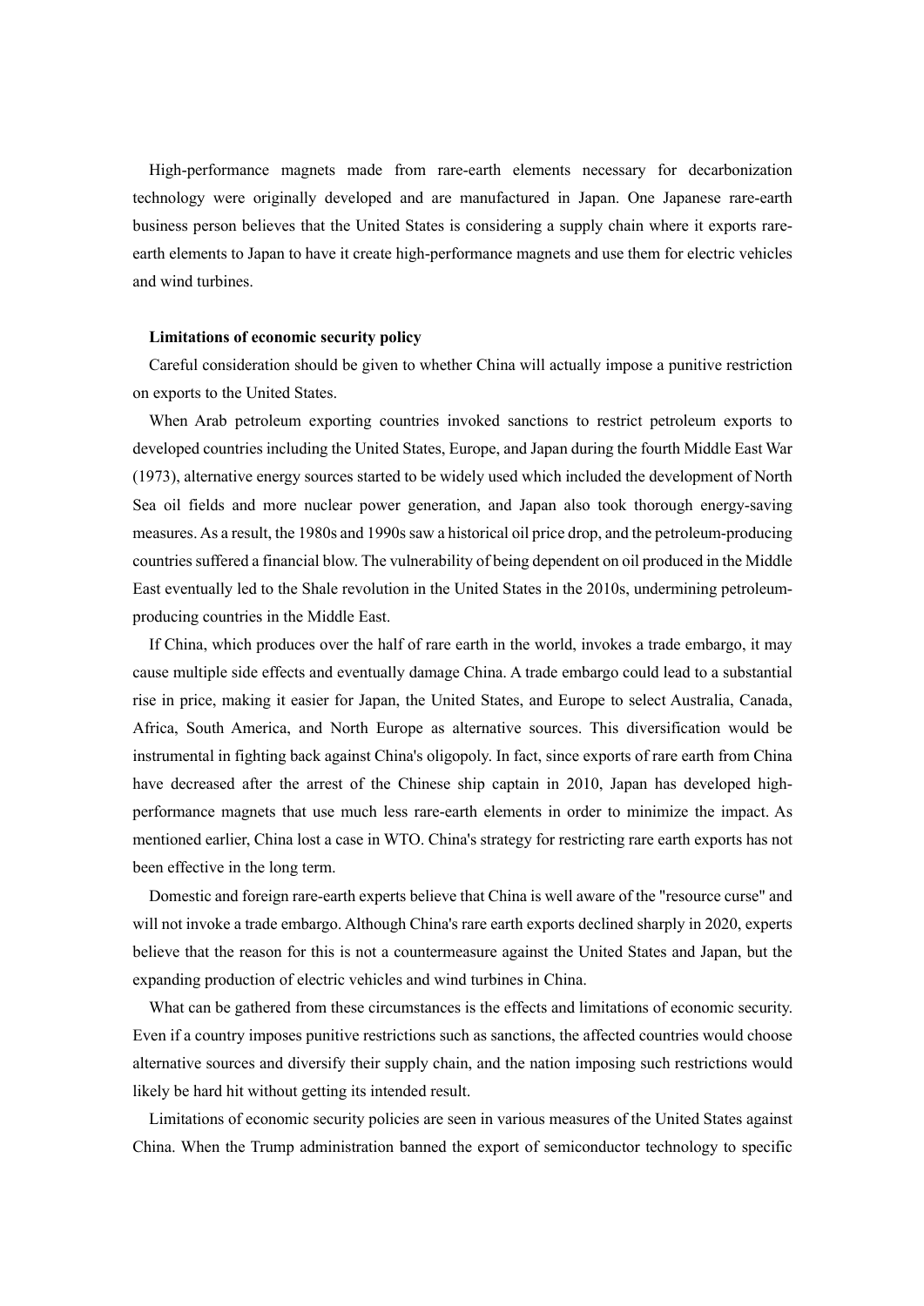High-performance magnets made from rare-earth elements necessary for decarbonization technology were originally developed and are manufactured in Japan. One Japanese rare-earth business person believes that the United States is considering a supply chain where it exports rare-earth elements to Japan to have it create high-performance magnets and use them for electric vehicles and wind turbines.

**Limitations of economic security policy**

Careful consideration should be given to whether China will actually impose a punitive restriction on exports to the United States.

When Arab petroleum exporting countries invoked sanctions to restrict petroleum exports to developed countries including the United States, Europe, and Japan during the fourth Middle East War (1973), alternative energy sources started to be widely used which included the development of North Sea oil fields and more nuclear power generation, and Japan also took thorough energy-saving measures. As a result, the 1980s and 1990s saw a historical oil price drop, and the petroleum-producing countries suffered a financial blow. The vulnerability of being dependent on oil produced in the Middle East eventually led to the Shale revolution in the United States in the 2010s, undermining petroleum-producing countries in the Middle East.

If China, which produces over the half of rare earth in the world, invokes a trade embargo, it may cause multiple side effects and eventually damage China. A trade embargo could lead to a substantial rise in price, making it easier for Japan, the United States, and Europe to select Australia, Canada, Africa, South America, and North Europe as alternative sources. This diversification would be instrumental in fighting back against China's oligopoly. In fact, since exports of rare earth from China have decreased after the arrest of the Chinese ship captain in 2010, Japan has developed high-performance magnets that use much less rare-earth elements in order to minimize the impact. As mentioned earlier, China lost a case in WTO. China's strategy for restricting rare earth exports has not been effective in the long term.

Domestic and foreign rare-earth experts believe that China is well aware of the "resource curse" and will not invoke a trade embargo. Although China's rare earth exports declined sharply in 2020, experts believe that the reason for this is not a countermeasure against the United States and Japan, but the expanding production of electric vehicles and wind turbines in China.

What can be gathered from these circumstances is the effects and limitations of economic security. Even if a country imposes punitive restrictions such as sanctions, the affected countries would choose alternative sources and diversify their supply chain, and the nation imposing such restrictions would likely be hard hit without getting its intended result.

Limitations of economic security policies are seen in various measures of the United States against China. When the Trump administration banned the export of semiconductor technology to specific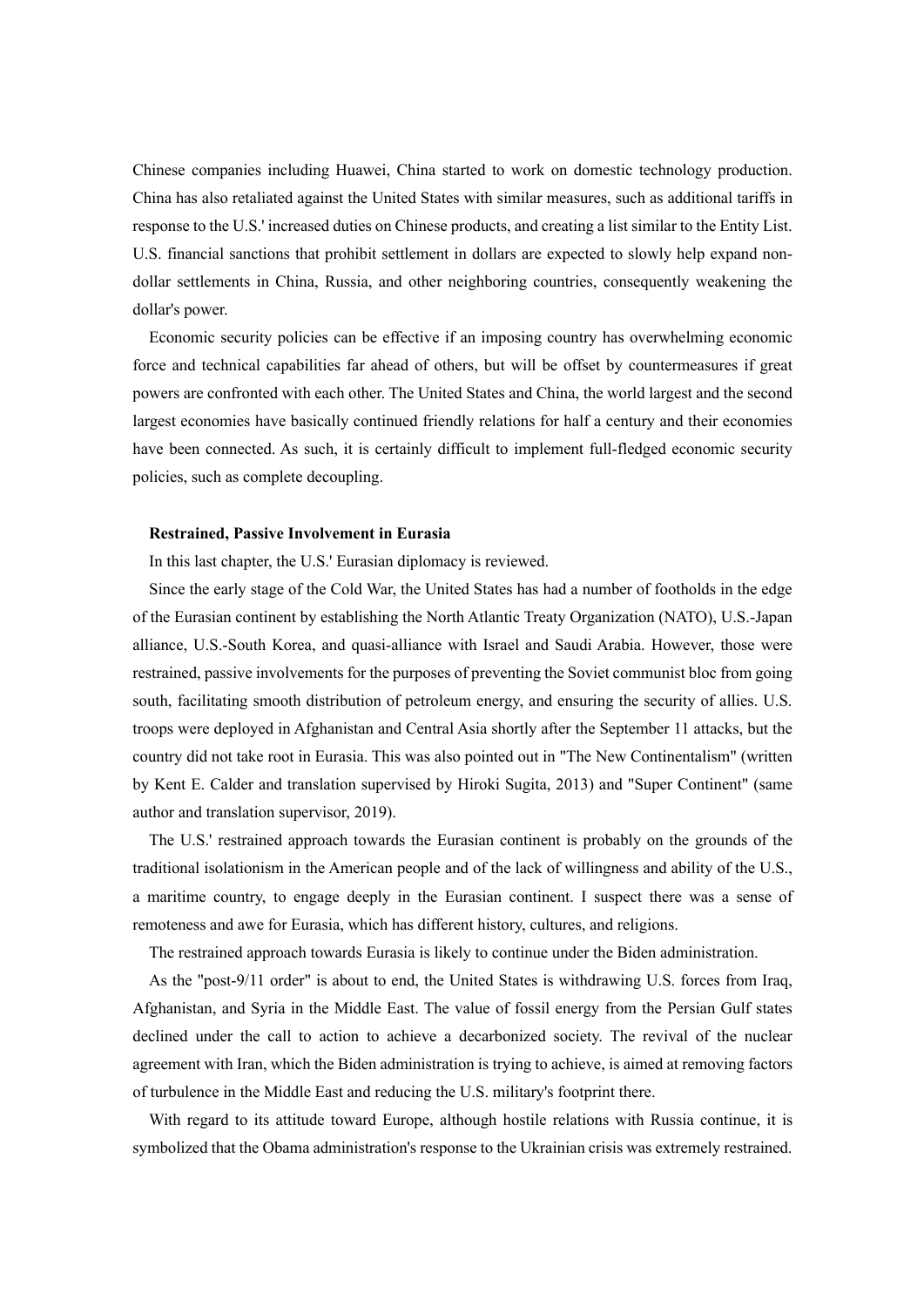Chinese companies including Huawei, China started to work on domestic technology production. China has also retaliated against the United States with similar measures, such as additional tariffs in response to the U.S.' increased duties on Chinese products, and creating a list similar to the Entity List. U.S. financial sanctions that prohibit settlement in dollars are expected to slowly help expand non-dollar settlements in China, Russia, and other neighboring countries, consequently weakening the dollar's power.

Economic security policies can be effective if an imposing country has overwhelming economic force and technical capabilities far ahead of others, but will be offset by countermeasures if great powers are confronted with each other. The United States and China, the world largest and the second largest economies have basically continued friendly relations for half a century and their economies have been connected. As such, it is certainly difficult to implement full-fledged economic security policies, such as complete decoupling.

**Restrained, Passive Involvement in Eurasia**

In this last chapter, the U.S.' Eurasian diplomacy is reviewed.

Since the early stage of the Cold War, the United States has had a number of footholds in the edge of the Eurasian continent by establishing the North Atlantic Treaty Organization (NATO), U.S.-Japan alliance, U.S.-South Korea, and quasi-alliance with Israel and Saudi Arabia. However, those were restrained, passive involvements for the purposes of preventing the Soviet communist bloc from going south, facilitating smooth distribution of petroleum energy, and ensuring the security of allies. U.S. troops were deployed in Afghanistan and Central Asia shortly after the September 11 attacks, but the country did not take root in Eurasia. This was also pointed out in "The New Continentalism" (written by Kent E. Calder and translation supervised by Hiroki Sugita, 2013) and "Super Continent" (same author and translation supervisor, 2019).

The U.S.' restrained approach towards the Eurasian continent is probably on the grounds of the traditional isolationism in the American people and of the lack of willingness and ability of the U.S., a maritime country, to engage deeply in the Eurasian continent. I suspect there was a sense of remoteness and awe for Eurasia, which has different history, cultures, and religions.

The restrained approach towards Eurasia is likely to continue under the Biden administration.

As the "post-9/11 order" is about to end, the United States is withdrawing U.S. forces from Iraq, Afghanistan, and Syria in the Middle East. The value of fossil energy from the Persian Gulf states declined under the call to action to achieve a decarbonized society. The revival of the nuclear agreement with Iran, which the Biden administration is trying to achieve, is aimed at removing factors of turbulence in the Middle East and reducing the U.S. military's footprint there.

With regard to its attitude toward Europe, although hostile relations with Russia continue, it is symbolized that the Obama administration's response to the Ukrainian crisis was extremely restrained.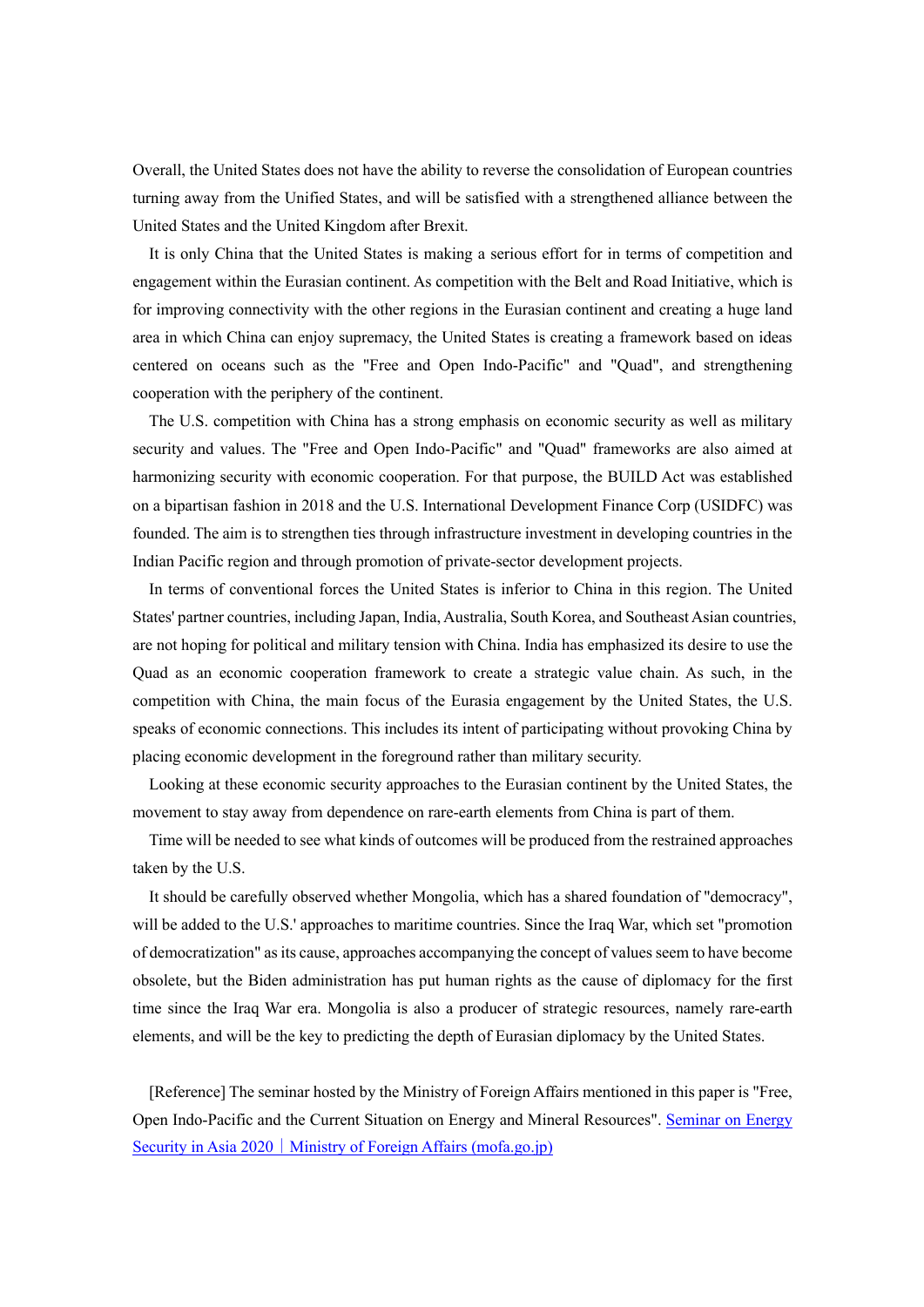Overall, the United States does not have the ability to reverse the consolidation of European countries turning away from the Unified States, and will be satisfied with a strengthened alliance between the United States and the United Kingdom after Brexit.

It is only China that the United States is making a serious effort for in terms of competition and engagement within the Eurasian continent. As competition with the Belt and Road Initiative, which is for improving connectivity with the other regions in the Eurasian continent and creating a huge land area in which China can enjoy supremacy, the United States is creating a framework based on ideas centered on oceans such as the "Free and Open Indo-Pacific" and "Quad", and strengthening cooperation with the periphery of the continent.

The U.S. competition with China has a strong emphasis on economic security as well as military security and values. The "Free and Open Indo-Pacific" and "Quad" frameworks are also aimed at harmonizing security with economic cooperation. For that purpose, the BUILD Act was established on a bipartisan fashion in 2018 and the U.S. International Development Finance Corp (USIDFC) was founded. The aim is to strengthen ties through infrastructure investment in developing countries in the Indian Pacific region and through promotion of private-sector development projects.

In terms of conventional forces the United States is inferior to China in this region. The United States' partner countries, including Japan, India, Australia, South Korea, and Southeast Asian countries, are not hoping for political and military tension with China. India has emphasized its desire to use the Quad as an economic cooperation framework to create a strategic value chain. As such, in the competition with China, the main focus of the Eurasia engagement by the United States, the U.S. speaks of economic connections. This includes its intent of participating without provoking China by placing economic development in the foreground rather than military security.

Looking at these economic security approaches to the Eurasian continent by the United States, the movement to stay away from dependence on rare-earth elements from China is part of them.

Time will be needed to see what kinds of outcomes will be produced from the restrained approaches taken by the U.S.

It should be carefully observed whether Mongolia, which has a shared foundation of "democracy", will be added to the U.S.' approaches to maritime countries. Since the Iraq War, which set "promotion of democratization" as its cause, approaches accompanying the concept of values seem to have become obsolete, but the Biden administration has put human rights as the cause of diplomacy for the first time since the Iraq War era. Mongolia is also a producer of strategic resources, namely rare-earth elements, and will be the key to predicting the depth of Eurasian diplomacy by the United States.

[Reference] The seminar hosted by the Ministry of Foreign Affairs mentioned in this paper is "Free, Open Indo-Pacific and the Current Situation on Energy and Mineral Resources". Seminar on Energy Security in Asia 2020｜Ministry of Foreign Affairs (mofa.go.jp)